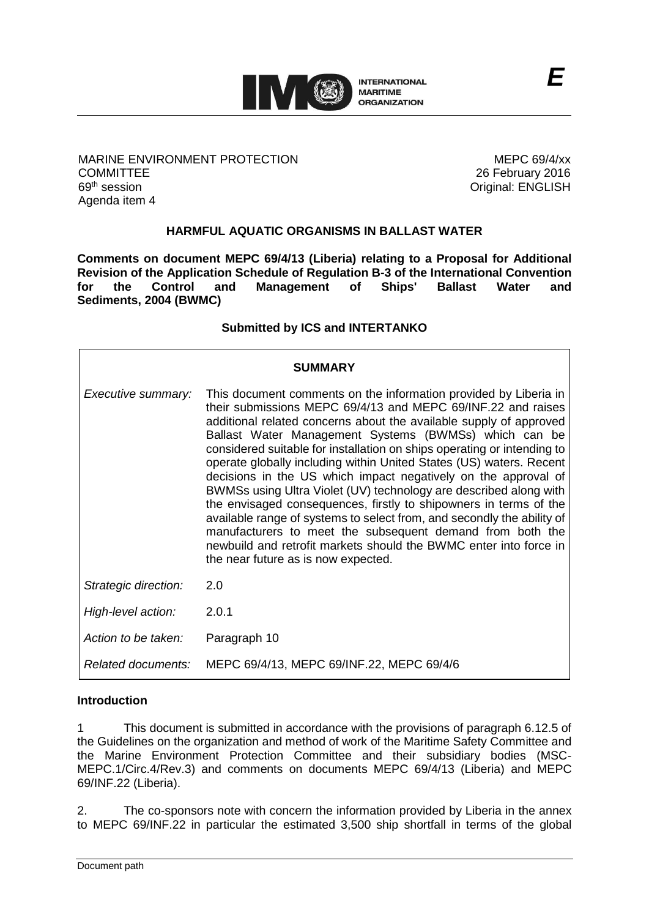INTERNATIONAL MARITIME ORGANIZATION

**E**

MARINE ENVIRONMENT PROTECTION COMMITTEE
69th session
Agenda item 4

MEPC 69/4/xx
26 February 2016
Original: ENGLISH

## HARMFUL AQUATIC ORGANISMS IN BALLAST WATER

**Comments on document MEPC 69/4/13 (Liberia) relating to a Proposal for Additional Revision of the Application Schedule of Regulation B-3 of the International Convention for the Control and Management of Ships' Ballast Water and Sediments, 2004 (BWMC)**

**Submitted by ICS and INTERTANKO**

| **SUMMARY** | |
|---|---|
| *Executive summary:* | This document comments on the information provided by Liberia in their submissions MEPC 69/4/13 and MEPC 69/INF.22 and raises additional related concerns about the available supply of approved Ballast Water Management Systems (BWMSs) which can be considered suitable for installation on ships operating or intending to operate globally including within United States (US) waters. Recent decisions in the US which impact negatively on the approval of BWMSs using Ultra Violet (UV) technology are described along with the envisaged consequences, firstly to shipowners in terms of the available range of systems to select from, and secondly the ability of manufacturers to meet the subsequent demand from both the newbuild and retrofit markets should the BWMC enter into force in the near future as is now expected. |
| *Strategic direction:* | 2.0 |
| *High-level action:* | 2.0.1 |
| *Action to be taken:* | Paragraph 10 |
| *Related documents:* | MEPC 69/4/13, MEPC 69/INF.22, MEPC 69/4/6 |

### Introduction

1 This document is submitted in accordance with the provisions of paragraph 6.12.5 of the Guidelines on the organization and method of work of the Maritime Safety Committee and the Marine Environment Protection Committee and their subsidiary bodies (MSC-MEPC.1/Circ.4/Rev.3) and comments on documents MEPC 69/4/13 (Liberia) and MEPC 69/INF.22 (Liberia).

2. The co-sponsors note with concern the information provided by Liberia in the annex to MEPC 69/INF.22 in particular the estimated 3,500 ship shortfall in terms of the global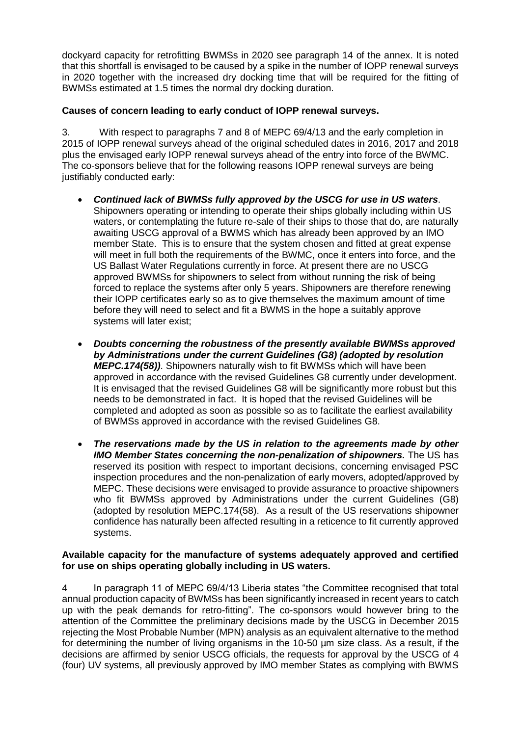dockyard capacity for retrofitting BWMSs in 2020 see paragraph 14 of the annex. It is noted that this shortfall is envisaged to be caused by a spike in the number of IOPP renewal surveys in 2020 together with the increased dry docking time that will be required for the fitting of BWMSs estimated at 1.5 times the normal dry docking duration.

**Causes of concern leading to early conduct of IOPP renewal surveys.**

3. With respect to paragraphs 7 and 8 of MEPC 69/4/13 and the early completion in 2015 of IOPP renewal surveys ahead of the original scheduled dates in 2016, 2017 and 2018 plus the envisaged early IOPP renewal surveys ahead of the entry into force of the BWMC. The co-sponsors believe that for the following reasons IOPP renewal surveys are being justifiably conducted early:

- ***Continued lack of BWMSs fully approved by the USCG for use in US waters***. Shipowners operating or intending to operate their ships globally including within US waters, or contemplating the future re-sale of their ships to those that do, are naturally awaiting USCG approval of a BWMS which has already been approved by an IMO member State. This is to ensure that the system chosen and fitted at great expense will meet in full both the requirements of the BWMC, once it enters into force, and the US Ballast Water Regulations currently in force. At present there are no USCG approved BWMSs for shipowners to select from without running the risk of being forced to replace the systems after only 5 years. Shipowners are therefore renewing their IOPP certificates early so as to give themselves the maximum amount of time before they will need to select and fit a BWMS in the hope a suitably approve systems will later exist;

- ***Doubts concerning the robustness of the presently available BWMSs approved by Administrations under the current Guidelines (G8) (adopted by resolution MEPC.174(58))***. Shipowners naturally wish to fit BWMSs which will have been approved in accordance with the revised Guidelines G8 currently under development. It is envisaged that the revised Guidelines G8 will be significantly more robust but this needs to be demonstrated in fact. It is hoped that the revised Guidelines will be completed and adopted as soon as possible so as to facilitate the earliest availability of BWMSs approved in accordance with the revised Guidelines G8.

- ***The reservations made by the US in relation to the agreements made by other IMO Member States concerning the non-penalization of shipowners.*** The US has reserved its position with respect to important decisions, concerning envisaged PSC inspection procedures and the non-penalization of early movers, adopted/approved by MEPC. These decisions were envisaged to provide assurance to proactive shipowners who fit BWMSs approved by Administrations under the current Guidelines (G8) (adopted by resolution MEPC.174(58). As a result of the US reservations shipowner confidence has naturally been affected resulting in a reticence to fit currently approved systems.

**Available capacity for the manufacture of systems adequately approved and certified for use on ships operating globally including in US waters.**

4 In paragraph 11 of MEPC 69/4/13 Liberia states "the Committee recognised that total annual production capacity of BWMSs has been significantly increased in recent years to catch up with the peak demands for retro-fitting". The co-sponsors would however bring to the attention of the Committee the preliminary decisions made by the USCG in December 2015 rejecting the Most Probable Number (MPN) analysis as an equivalent alternative to the method for determining the number of living organisms in the 10-50 µm size class. As a result, if the decisions are affirmed by senior USCG officials, the requests for approval by the USCG of 4 (four) UV systems, all previously approved by IMO member States as complying with BWMS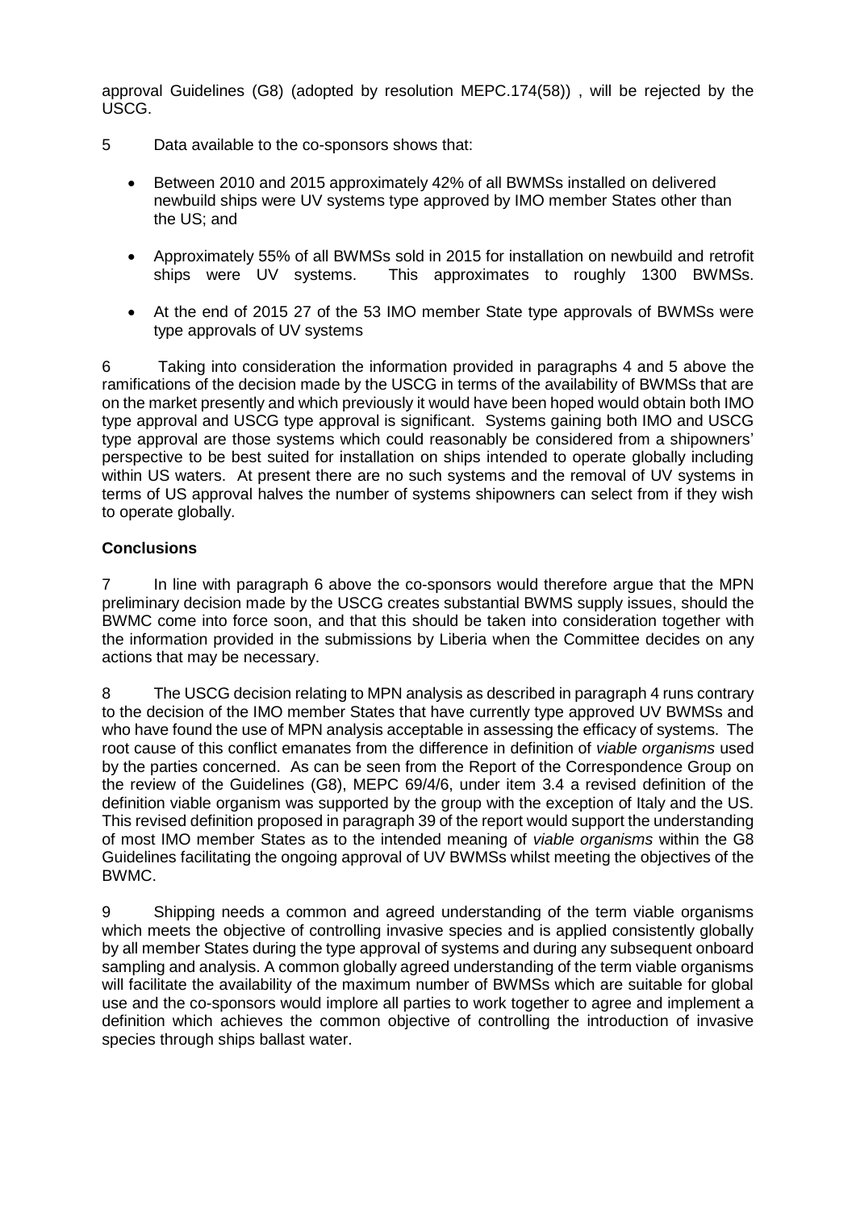approval Guidelines (G8) (adopted by resolution MEPC.174(58)) , will be rejected by the USCG.

5 Data available to the co-sponsors shows that:

- Between 2010 and 2015 approximately 42% of all BWMSs installed on delivered newbuild ships were UV systems type approved by IMO member States other than the US; and
- Approximately 55% of all BWMSs sold in 2015 for installation on newbuild and retrofit ships were UV systems. This approximates to roughly 1300 BWMSs.
- At the end of 2015 27 of the 53 IMO member State type approvals of BWMSs were type approvals of UV systems

6 Taking into consideration the information provided in paragraphs 4 and 5 above the ramifications of the decision made by the USCG in terms of the availability of BWMSs that are on the market presently and which previously it would have been hoped would obtain both IMO type approval and USCG type approval is significant. Systems gaining both IMO and USCG type approval are those systems which could reasonably be considered from a shipowners' perspective to be best suited for installation on ships intended to operate globally including within US waters. At present there are no such systems and the removal of UV systems in terms of US approval halves the number of systems shipowners can select from if they wish to operate globally.

## Conclusions

7 In line with paragraph 6 above the co-sponsors would therefore argue that the MPN preliminary decision made by the USCG creates substantial BWMS supply issues, should the BWMC come into force soon, and that this should be taken into consideration together with the information provided in the submissions by Liberia when the Committee decides on any actions that may be necessary.

8 The USCG decision relating to MPN analysis as described in paragraph 4 runs contrary to the decision of the IMO member States that have currently type approved UV BWMSs and who have found the use of MPN analysis acceptable in assessing the efficacy of systems. The root cause of this conflict emanates from the difference in definition of *viable organisms* used by the parties concerned. As can be seen from the Report of the Correspondence Group on the review of the Guidelines (G8), MEPC 69/4/6, under item 3.4 a revised definition of the definition viable organism was supported by the group with the exception of Italy and the US. This revised definition proposed in paragraph 39 of the report would support the understanding of most IMO member States as to the intended meaning of *viable organisms* within the G8 Guidelines facilitating the ongoing approval of UV BWMSs whilst meeting the objectives of the BWMC.

9 Shipping needs a common and agreed understanding of the term viable organisms which meets the objective of controlling invasive species and is applied consistently globally by all member States during the type approval of systems and during any subsequent onboard sampling and analysis. A common globally agreed understanding of the term viable organisms will facilitate the availability of the maximum number of BWMSs which are suitable for global use and the co-sponsors would implore all parties to work together to agree and implement a definition which achieves the common objective of controlling the introduction of invasive species through ships ballast water.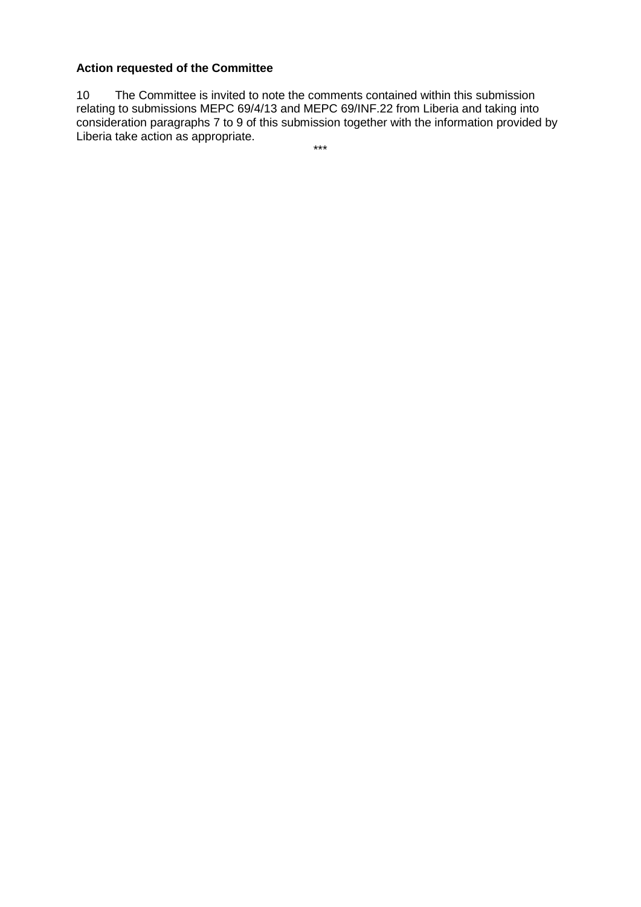**Action requested of the Committee**

10 The Committee is invited to note the comments contained within this submission relating to submissions MEPC 69/4/13 and MEPC 69/INF.22 from Liberia and taking into consideration paragraphs 7 to 9 of this submission together with the information provided by Liberia take action as appropriate.

***